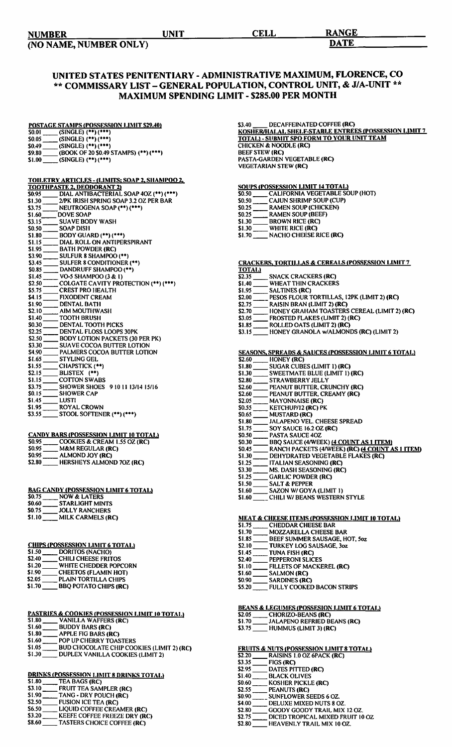**NUMBER** **UNIT** **CELL** **RANGE**
**(NO NAME, NUMBER ONLY)** **DATE**

# UNITED STATES PENITENTIARY - ADMINISTRATIVE MAXIMUM, FLORENCE, CO
## ** COMMISSARY LIST – GENERAL POPULATION, CONTROL UNIT, & J/A-UNIT **
## MAXIMUM SPENDING LIMIT - $285.00 PER MONTH

**POSTAGE STAMPS (POSSESSION LIMIT $29.40)**

$0.01 ____ (SINGLE) (**) (***)
$0.05 ____ (SINGLE) (**) (***)
$0.49 ____ (SINGLE) (**) (***)
$9.80 ____ (BOOK OF 20 $0.49 STAMPS) (**) (***)
$1.00 ____ (SINGLE) (**) (***)

**TOILETRY ARTICLES - (LIMITS: SOAP 2, SHAMPOO 2, TOOTHPASTE 2, DEODORANT 2)**

$0.95 ____ DIAL ANTIBACTERIAL SOAP 4OZ (**) (***)
$1.30 ____ 2/PK IRISH SPRING SOAP 3.2 OZ PER BAR
$3.75 ____ NEUTROGENA SOAP (**) (***)
$1.60 ____ DOVE SOAP
$3.15 ____ SUAVE BODY WASH
$0.50 ____ SOAP DISH
$1.80 ____ BODY GUARD (**) (***)
$1.15 ____ DIAL ROLL ON ANTIPERSPIRANT
$1.95 ____ BATH POWDER (RC)
$3.90 ____ SULFUR 8 SHAMPOO (**)
$3.45 ____ SULFER 8 CONDITIONER (**)
$0.85 ____ DANDRUFF SHAMPOO (**)
$1.45 ____ VO-5 SHAMPOO (3 & 1)
$2.50 ____ COLGATE CAVITY PROTECTION (**) (***)
$5.75 ____ CREST PRO HEALTH
$4.15 ____ FIXODENT CREAM
$1.90 ____ DENTAL BATH
$2.10 ____ AIM MOUTHWASH
$1.40 ____ TOOTH BRUSH
$0.30 ____ DENTAL TOOTH PICKS
$2.25 ____ DENTAL FLOSS LOOPS 30PK
$2.50 ____ BODY LOTION PACKETS (30 PER PK)
$3.30 ____ SUAVE COCOA BUTTER LOTION
$4.90 ____ PALMERS COCOA BUTTER LOTION
$1.65 ____ STYLING GEL
$1.55 ____ CHAPSTICK (**)
$2.15 ____ BLISTEX (**)
$1.15 ____ COTTON SWABS
$3.75 ____ SHOWER SHOES 9 10 11 13/14 15/16
$0.15 ____ SHOWER CAP
$1.45 ____ LUSTI
$1.95 ____ ROYAL CROWN
$3.55 ____ STOOL SOFTENER (**) (***)

**CANDY BARS (POSSESSION LIMIT 10 TOTAL)**

$0.95 ____ COOKIES & CREAM 1.55 OZ (RC)
$0.95 ____ M&M REGULAR (RC)
$0.95 ____ ALMOND JOY (RC)
$2.80 ____ HERSHEYS ALMOND 7OZ (RC)

**BAG CANDY (POSSESSION LIMIT 6 TOTAL)**

$0.75 ____ NOW & LATERS
$0.60 ____ STARLIGHT MINTS
$0.75 ____ JOLLY RANCHERS
$1.10 ____ MILK CARMELS (RC)

**CHIPS (POSSESSION LIMIT 6 TOTAL)**

$1.50 ____ DORITOS (NACHO)
$2.40 ____ CHILI CHEESE FRITOS
$1.20 ____ WHITE CHEDDER POPCORN
$1.90 ____ CHEETOS (FLAMIN HOT)
$2.05 ____ PLAIN TORTILLA CHIPS
$1.70 ____ BBQ POTATO CHIPS (RC)

**PASTRIES & COOKIES (POSSESSION LIMIT 10 TOTAL)**

$1.80 ____ VANILLA WAFFERS (RC)
$1.60 ____ BUDDY BARS (RC)
$1.80 ____ APPLE FIG BARS (RC)
$1.60 ____ POP UP CHERRY TOASTERS
$1.05 ____ BUD CHOCOLATE CHIP COOKIES (LIMIT 2) (RC)
$1.30 ____ DUPLEX VANILLA COOKIES (LIMIT 2)

**DRINKS (POSSESSION LIMIT 8 DRINKS TOTAL)**

$1.80 ____ TEA BAGS (RC)
$3.10 ____ FRUIT TEA SAMPLER (RC)
$1.90 ____ TANG - DRY POUCH (RC)
$2.50 ____ FUSION ICE TEA (RC)
$6.50 ____ LIQUID COFFEE CREAMER (RC)
$3.20 ____ KEEFE COFFEE FREEZE DRY (RC)
$8.60 ____ TASTERS CHOICE COFFEE (RC)
$3.40 ____ DECAFFEINATED COFFEE (RC)

**KOSHER/HALAL SHELF-STABLE ENTREES (POSSESSION LIMIT 7 TOTAL) - SUBMIT SPO FORM TO YOUR UNIT TEAM**

CHICKEN & NOODLE (RC)
BEEF STEW (RC)
PASTA-GARDEN VEGETABLE (RC)
VEGETARIAN STEW (RC)

**SOUPS (POSSESSION LIMIT 14 TOTAL)**

$0.50 ____ CALIFORNIA VEGETABLE SOUP (HOT)
$0.50 ____ CAJUN SHRIMP SOUP (CUP)
$0.25 ____ RAMEN SOUP (CHICKEN)
$0.25 ____ RAMEN SOUP (BEEF)
$1.30 ____ BROWN RICE (RC)
$1.30 ____ WHITE RICE (RC)
$1.70 ____ NACHO CHEESE RICE (RC)

**CRACKERS, TORTILLAS & CEREALS (POSSESSION LIMIT 7 TOTAL)**

$2.35 ____ SNACK CRACKERS (RC)
$1.40 ____ WHEAT THIN CRACKERS
$1.95 ____ SALTINES (RC)
$2.00 ____ PESOS FLOUR TORTILLAS, 12PK (LIMIT 2) (RC)
$2.75 ____ RAISIN BRAN (LIMIT 2) (RC)
$2.70 ____ HONEY GRAHAM TOASTERS CEREAL (LIMIT 2) (RC)
$3.05 ____ FROSTED FLAKES (LIMIT 2) (RC)
$1.85 ____ ROLLED OATS (LIMIT 2) (RC)
$3.15 ____ HONEY GRANOLA w/ALMONDS (RC) (LIMIT 2)

**SEASONS, SPREADS & SAUCES (POSSESSION LIMIT 6 TOTAL)**

$2.60 ____ HONEY (RC)
$1.80 ____ SUGAR CUBES (LIMIT 1) (RC)
$1.30 ____ SWEETMATE BLUE (LIMIT 1) (RC)
$2.80 ____ STRAWBERRY JELLY
$2.60 ____ PEANUT BUTTER, CRUNCHY (RC)
$2.60 ____ PEANUT BUTTER, CREAMY (RC)
$2.05 ____ MAYONNAISE (RC)
$0.55 ____ KETCHUP/12 (RC) PK
$0.65 ____ MUSTARD (RC)
$1.80 ____ JALAPENO VEL. CHEESE SPREAD
$1.75 ____ SOY SAUCE 16.2 OZ (RC)
$0.50 ____ PASTA SAUCE 4OZ
$0.30 ____ BBQ SAUCE (4/WEEK) (4 COUNT AS 1 ITEM)
$0.45 ____ RANCH PACKETS (4/WEEK) (RC) (4 COUNT AS 1 ITEM)
$1.30 ____ DEHYDRATED VEGETABLE FLAKES (RC)
$1.25 ____ ITALIAN SEASONING (RC)
$3.30 ____ MS. DASH SEASONING (RC)
$1.25 ____ GARLIC POWDER (RC)
$1.50 ____ SALT & PEPPER
$1.60 ____ SAZON W/ GOYA (LIMIT 1)
$1.60 ____ CHILI W/ BEANS WESTERN STYLE

**MEAT & CHEESE ITEMS (POSSESSION LIMIT 10 TOTAL)**

$1.75 ____ CHEDDAR CHEESE BAR
$1.70 ____ MOZZARELLA CHEESE BAR
$1.85 ____ BEEF SUMMER SAUSAGE, HOT, 5oz
$2.10 ____ TURKEY LOG SAUSAGE, 3oz
$1.45 ____ TUNA FISH (RC)
$2.40 ____ PEPPERONI SLICES
$1.10 ____ FILLETS OF MACKEREL (RC)
$1.60 ____ SALMON (RC)
$0.90 ____ SARDINES (RC)
$5.20 ____ FULLY COOKED BACON STRIPS

**BEANS & LEGUMES (POSSESION LIMIT 6 TOTAL)**

$2.05 ____ CHORIZO-BEANS (RC)
$1.70 ____ JALAPENO REFRIED BEANS (RC)
$3.75 ____ HUMMUS (LIMIT 3) (RC)

**FRUITS & NUTS (POSSESSION LIMIT 8 TOTAL)**

$2.20 ____ RAISINS 1.0 OZ 6PACK (RC)
$3.35 ____ FIGS (RC)
$2.95 ____ DATES PITTED (RC)
$1.40 ____ BLACK OLIVES
$0.60 ____ KOSHER PICKLE (RC)
$2.55 ____ PEANUTS (RC)
$0.90 ____ SUNFLOWER SEEDS 6 OZ.
$4.00 ____ DELUXE MIXED NUTS 8 OZ.
$2.80 ____ GOODY GOODY TRAIL MIX 12 OZ.
$2.75 ____ DICED TROPICAL MIXED FRUIT 10 OZ
$2.80 ____ HEAVENLY TRAIL MIX 10 OZ.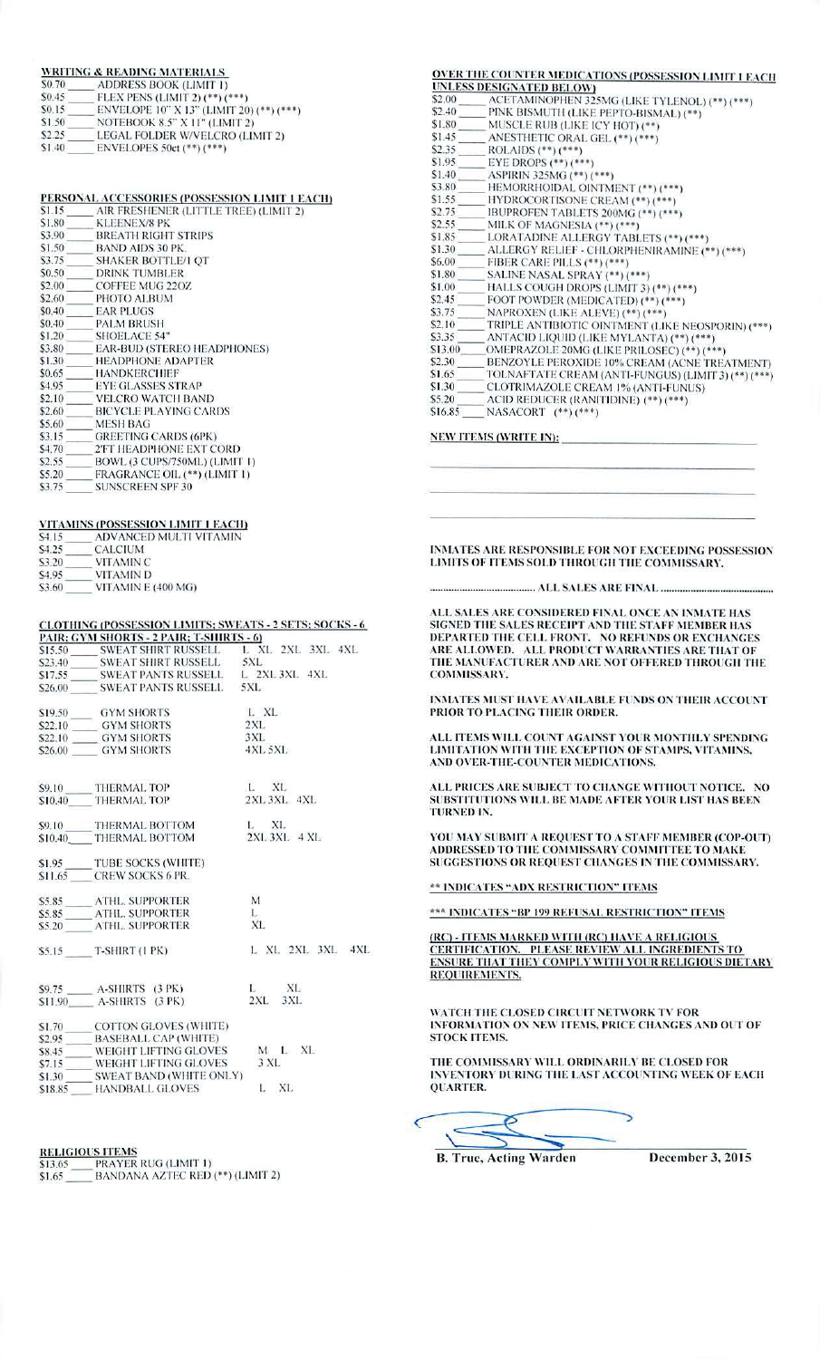**WRITING & READING MATERIALS**

$0.70 ____ ADDRESS BOOK (LIMIT 1)
$0.45 ____ FLEX PENS (LIMIT 2) (**) (***)
$0.15 ____ ENVELOPE 10" X 13" (LIMIT 20) (**) (***)
$1.50 ____ NOTEBOOK 8.5" X 11" (LIMIT 2)
$2.25 ____ LEGAL FOLDER W/VELCRO (LIMIT 2)
$1.40 ____ ENVELOPES 50ct (**) (***)

**PERSONAL ACCESSORIES (POSSESSION LIMIT 1 EACH)**

$1.15 ____ AIR FRESHENER (LITTLE TREE) (LIMIT 2)
$1.80 ____ KLEENEX/8 PK
$3.90 ____ BREATH RIGHT STRIPS
$1.50 ____ BAND AIDS 30 PK.
$3.75 ____ SHAKER BOTTLE/1 QT
$0.50 ____ DRINK TUMBLER
$2.00 ____ COFFEE MUG 22OZ
$2.60 ____ PHOTO ALBUM
$0.40 ____ EAR PLUGS
$0.40 ____ PALM BRUSH
$1.20 ____ SHOELACE 54"
$3.80 ____ EAR-BUD (STEREO HEADPHONES)
$1.30 ____ HEADPHONE ADAPTER
$0.65 ____ HANDKERCHIEF
$4.95 ____ EYE GLASSES STRAP
$2.10 ____ VELCRO WATCH BAND
$2.60 ____ BICYCLE PLAYING CARDS
$5.60 ____ MESH BAG
$3.15 ____ GREETING CARDS (6PK)
$4.70 ____ 2FT HEADPHONE EXT CORD
$2.55 ____ BOWL (3 CUPS/750ML) (LIMIT 1)
$5.20 ____ FRAGRANCE OIL (**) (LIMIT 1)
$3.75 ____ SUNSCREEN SPF 30

**VITAMINS (POSSESSION LIMIT 1 EACH)**

$4.15 ____ ADVANCED MULTI VITAMIN
$4.25 ____ CALCIUM
$3.20 ____ VITAMIN C
$4.95 ____ VITAMIN D
$3.60 ____ VITAMIN E (400 MG)

**CLOTHING (POSSESSION LIMITS: SWEATS - 2 SETS; SOCKS - 6 PAIR; GYM SHORTS - 2 PAIR; T-SHIRTS - 6)**

$15.50 ____ SWEAT SHIRT RUSSELL L XL 2XL 3XL 4XL
$23.40 ____ SWEAT SHIRT RUSSELL 5XL
$17.55 ____ SWEAT PANTS RUSSELL L 2XL 3XL 4XL
$26.00 ____ SWEAT PANTS RUSSELL 5XL

$19.50 ____ GYM SHORTS L XL
$22.10 ____ GYM SHORTS 2XL
$22.10 ____ GYM SHORTS 3XL
$26.00 ____ GYM SHORTS 4XL 5XL

$9.10 ____ THERMAL TOP L XL
$10.40 ____ THERMAL TOP 2XL 3XL 4XL

$9.10 ____ THERMAL BOTTOM L XL
$10.40 ____ THERMAL BOTTOM 2XL 3XL 4 XL

$1.95 ____ TUBE SOCKS (WHITE)
$11.65 ____ CREW SOCKS 6 PR.

$5.85 ____ ATHL. SUPPORTER M
$5.85 ____ ATHL. SUPPORTER L
$5.20 ____ ATHL. SUPPORTER XL

$5.15 ____ T-SHIRT (1 PK) L XL 2XL 3XL 4XL

$9.75 ____ A-SHIRTS (3 PK) L XL
$11.90 ____ A-SHIRTS (3 PK) 2XL 3XL

$1.70 ____ COTTON GLOVES (WHITE)
$2.95 ____ BASEBALL CAP (WHITE)
$8.45 ____ WEIGHT LIFTING GLOVES M L XL
$7.15 ____ WEIGHT LIFTING GLOVES 3 XL
$1.30 ____ SWEAT BAND (WHITE ONLY)
$18.85 ____ HANDBALL GLOVES L XL

**RELIGIOUS ITEMS**

$13.65 ____ PRAYER RUG (LIMIT 1)
$1.65 ____ BANDANA AZTEC RED (**) (LIMIT 2)

**OVER THE COUNTER MEDICATIONS (POSSESSION LIMIT 1 EACH UNLESS DESIGNATED BELOW)**

$2.00 ____ ACETAMINOPHEN 325MG (LIKE TYLENOL) (**) (***)
$2.40 ____ PINK BISMUTH (LIKE PEPTO-BISMAL) (**)
$1.80 ____ MUSCLE RUB (LIKE ICY HOT) (**)
$1.45 ____ ANESTHETIC ORAL GEL (**) (***)
$2.35 ____ ROLAIDS (**) (***)
$1.95 ____ EYE DROPS (**) (***)
$1.40 ____ ASPIRIN 325MG (**) (***)
$3.80 ____ HEMORRHOIDAL OINTMENT (**) (***)
$1.55 ____ HYDROCORTISONE CREAM (**) (***)
$2.75 ____ IBUPROFEN TABLETS 200MG (**) (***)
$2.55 ____ MILK OF MAGNESIA (**) (***)
$1.85 ____ LORATADINE ALLERGY TABLETS (**) (***)
$1.30 ____ ALLERGY RELIEF - CHLORPHENIRAMINE (**) (***)
$6.00 ____ FIBER CARE PILLS (**) (***)
$1.80 ____ SALINE NASAL SPRAY (**) (***)
$1.00 ____ HALLS COUGH DROPS (LIMIT 3) (**) (***)
$2.45 ____ FOOT POWDER (MEDICATED) (**) (***)
$3.75 ____ NAPROXEN (LIKE ALEVE) (**) (***)
$2.10 ____ TRIPLE ANTIBIOTIC OINTMENT (LIKE NEOSPORIN) (***)
$3.35 ____ ANTACID LIQUID (LIKE MYLANTA) (**) (***)
$13.00 ____ OMEPRAZOLE 20MG (LIKE PRILOSEC) (**) (***)
$2.30 ____ BENZOYLE PEROXIDE 10% CREAM (ACNE TREATMENT)
$1.65 ____ TOLNAFTATE CREAM (ANTI-FUNGUS) (LIMIT 3) (**) (***)
$1.30 ____ CLOTRIMAZOLE CREAM 1% (ANTI-FUNUS)
$5.20 ____ ACID REDUCER (RANITIDINE) (**) (***)
$16.85 ____ NASACORT (**) (***)

**NEW ITEMS (WRITE IN):** ____________________

INMATES ARE RESPONSIBLE FOR NOT EXCEEDING POSSESSION LIMITS OF ITEMS SOLD THROUGH THE COMMISSARY.

.......................... ALL SALES ARE FINAL ..........................

ALL SALES ARE CONSIDERED FINAL ONCE AN INMATE HAS SIGNED THE SALES RECEIPT AND THE STAFF MEMBER HAS DEPARTED THE CELL FRONT. NO REFUNDS OR EXCHANGES ARE ALLOWED. ALL PRODUCT WARRANTIES ARE THAT OF THE MANUFACTURER AND ARE NOT OFFERED THROUGH THE COMMISSARY.

INMATES MUST HAVE AVAILABLE FUNDS ON THEIR ACCOUNT PRIOR TO PLACING THEIR ORDER.

ALL ITEMS WILL COUNT AGAINST YOUR MONTHLY SPENDING LIMITATION WITH THE EXCEPTION OF STAMPS, VITAMINS, AND OVER-THE-COUNTER MEDICATIONS.

ALL PRICES ARE SUBJECT TO CHANGE WITHOUT NOTICE. NO SUBSTITUTIONS WILL BE MADE AFTER YOUR LIST HAS BEEN TURNED IN.

YOU MAY SUBMIT A REQUEST TO A STAFF MEMBER (COP-OUT) ADDRESSED TO THE COMMISSARY COMMITTEE TO MAKE SUGGESTIONS OR REQUEST CHANGES IN THE COMMISSARY.

** INDICATES "ADX RESTRICTION" ITEMS

*** INDICATES "BP 199 REFUSAL RESTRICTION" ITEMS

(RC) - ITEMS MARKED WITH (RC) HAVE A RELIGIOUS CERTIFICATION. PLEASE REVIEW ALL INGREDIENTS TO ENSURE THAT THEY COMPLY WITH YOUR RELIGIOUS DIETARY REQUIREMENTS.

WATCH THE CLOSED CIRCUIT NETWORK TV FOR INFORMATION ON NEW ITEMS, PRICE CHANGES AND OUT OF STOCK ITEMS.

THE COMMISSARY WILL ORDINARILY BE CLOSED FOR INVENTORY DURING THE LAST ACCOUNTING WEEK OF EACH QUARTER.

**B. True, Acting Warden** **December 3, 2015**